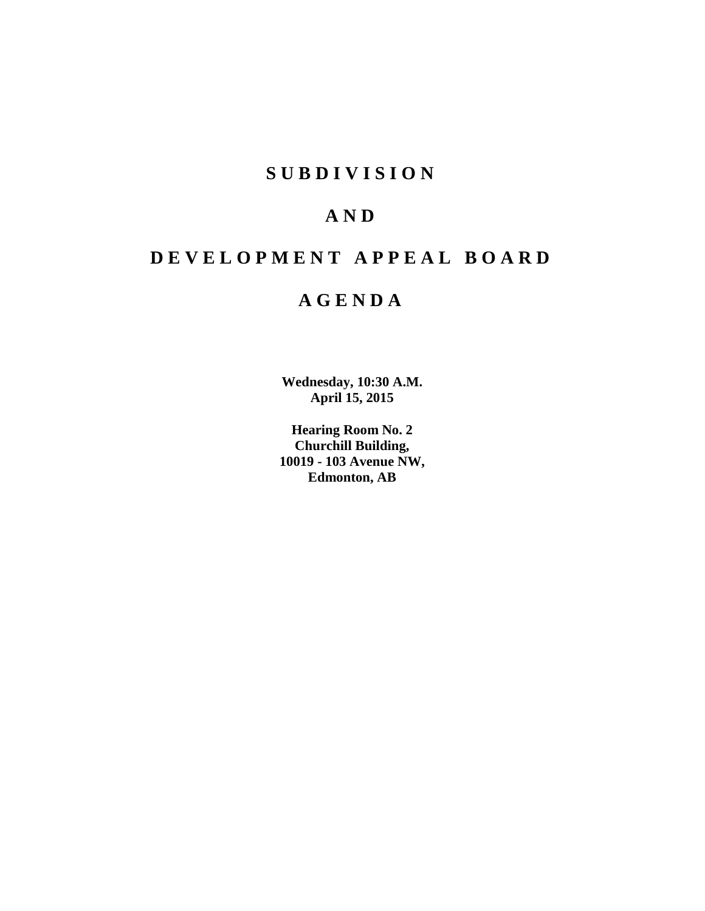# S U B D I V I S I O N

# A N D

# D E V E L O P M E N T   A P P E A L   B O A R D

# A G E N D A

**Wednesday, 10:30 A.M.**
**April 15, 2015**

**Hearing Room No. 2**
**Churchill Building,**
**10019 - 103 Avenue NW,**
**Edmonton, AB**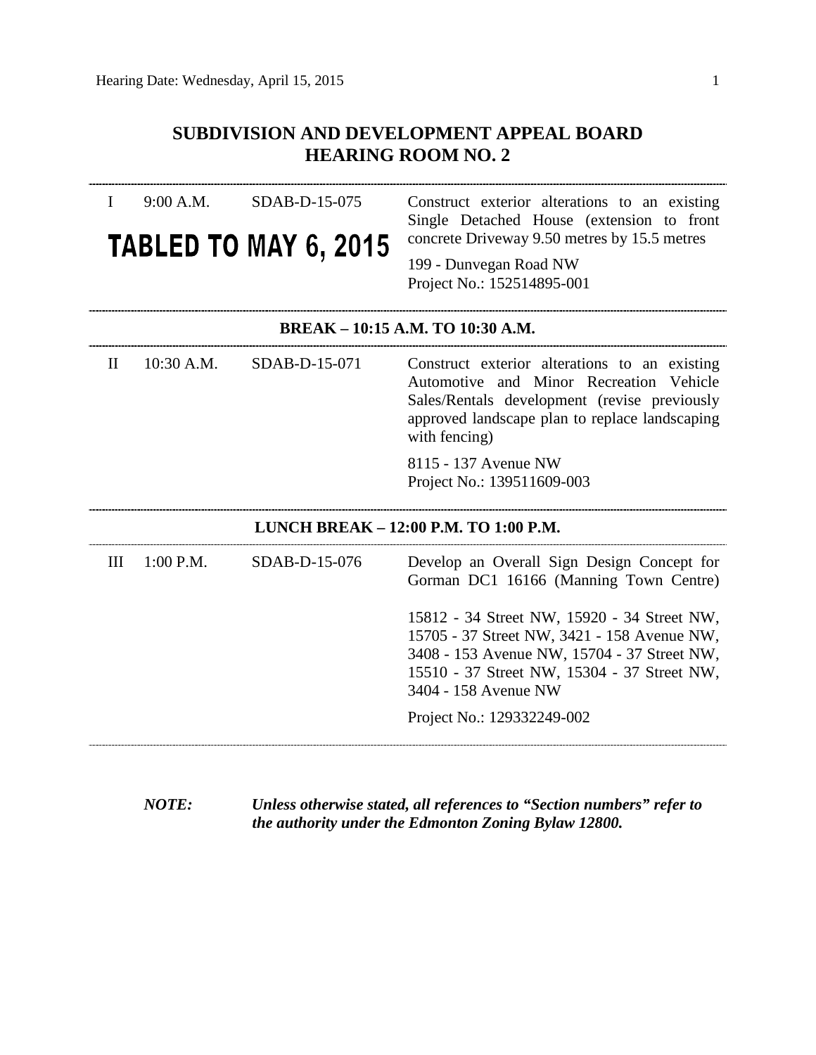## SUBDIVISION AND DEVELOPMENT APPEAL BOARD
## HEARING ROOM NO. 2

| | | | |
|---|---|---|---|
| I | 9:00 A.M. | SDAB-D-15-075 | Construct exterior alterations to an existing Single Detached House (extension to front concrete Driveway 9.50 metres by 15.5 metres<br><br>199 - Dunvegan Road NW<br>Project No.: 152514895-001 |

**TABLED TO MAY 6, 2015**

**BREAK – 10:15 A.M. TO 10:30 A.M.**

| | | | |
|---|---|---|---|
| II | 10:30 A.M. | SDAB-D-15-071 | Construct exterior alterations to an existing Automotive and Minor Recreation Vehicle Sales/Rentals development (revise previously approved landscape plan to replace landscaping with fencing)<br><br>8115 - 137 Avenue NW<br>Project No.: 139511609-003 |

**LUNCH BREAK – 12:00 P.M. TO 1:00 P.M.**

| | | | |
|---|---|---|---|
| III | 1:00 P.M. | SDAB-D-15-076 | Develop an Overall Sign Design Concept for Gorman DC1 16166 (Manning Town Centre)<br><br>15812 - 34 Street NW, 15920 - 34 Street NW, 15705 - 37 Street NW, 3421 - 158 Avenue NW, 3408 - 153 Avenue NW, 15704 - 37 Street NW, 15510 - 37 Street NW, 15304 - 37 Street NW, 3404 - 158 Avenue NW<br><br>Project No.: 129332249-002 |

***NOTE:*** ***Unless otherwise stated, all references to "Section numbers" refer to the authority under the Edmonton Zoning Bylaw 12800.***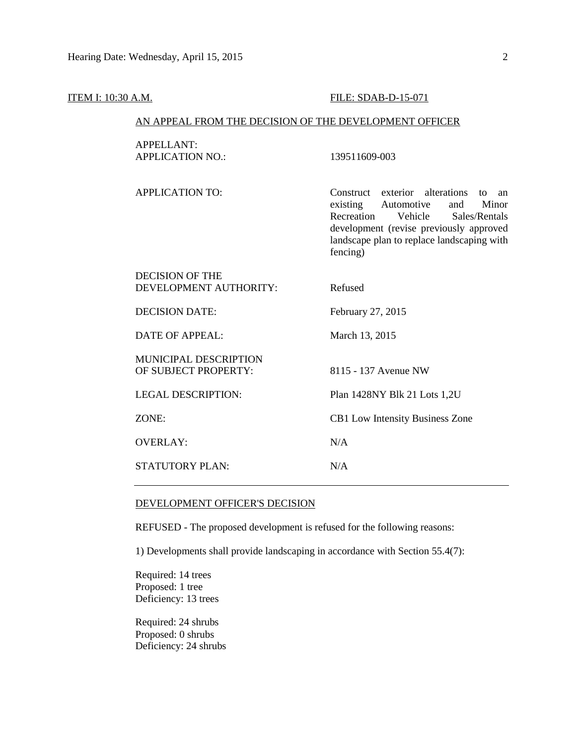ITEM I: 10:30 A.M. FILE: SDAB-D-15-071

AN APPEAL FROM THE DECISION OF THE DEVELOPMENT OFFICER

| | |
|---|---|
| APPELLANT: | |
| APPLICATION NO.: | 139511609-003 |
| APPLICATION TO: | Construct exterior alterations to an existing Automotive and Minor Recreation Vehicle Sales/Rentals development (revise previously approved landscape plan to replace landscaping with fencing) |
| DECISION OF THE DEVELOPMENT AUTHORITY: | Refused |
| DECISION DATE: | February 27, 2015 |
| DATE OF APPEAL: | March 13, 2015 |
| MUNICIPAL DESCRIPTION OF SUBJECT PROPERTY: | 8115 - 137 Avenue NW |
| LEGAL DESCRIPTION: | Plan 1428NY Blk 21 Lots 1,2U |
| ZONE: | CB1 Low Intensity Business Zone |
| OVERLAY: | N/A |
| STATUTORY PLAN: | N/A |

DEVELOPMENT OFFICER'S DECISION

REFUSED - The proposed development is refused for the following reasons:

1) Developments shall provide landscaping in accordance with Section 55.4(7):

Required: 14 trees  
Proposed: 1 tree  
Deficiency: 13 trees

Required: 24 shrubs  
Proposed: 0 shrubs  
Deficiency: 24 shrubs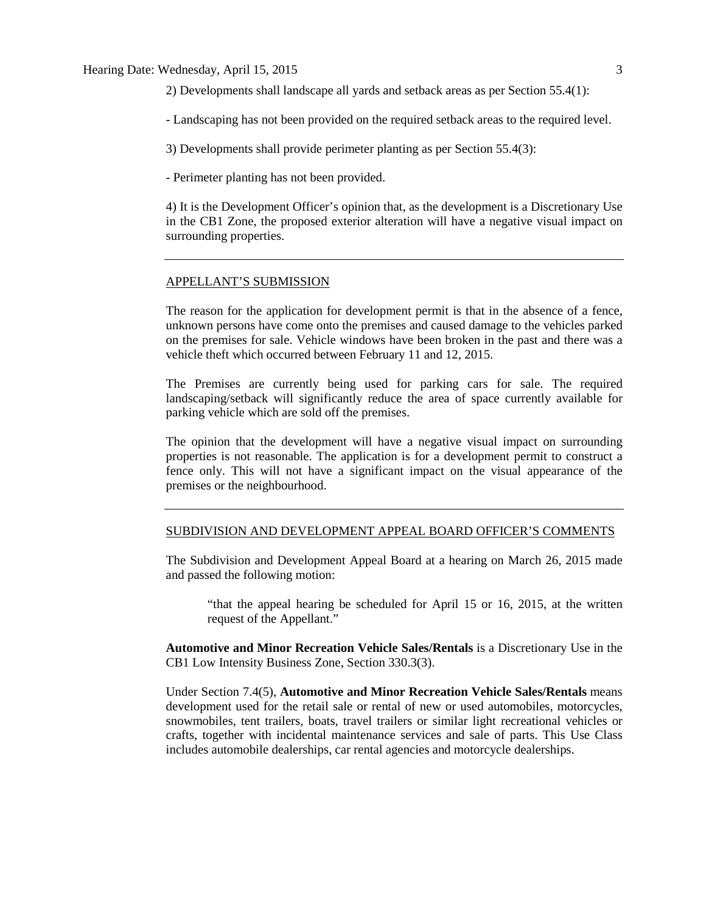2) Developments shall landscape all yards and setback areas as per Section 55.4(1):

- Landscaping has not been provided on the required setback areas to the required level.

3) Developments shall provide perimeter planting as per Section 55.4(3):

- Perimeter planting has not been provided.

4) It is the Development Officer's opinion that, as the development is a Discretionary Use in the CB1 Zone, the proposed exterior alteration will have a negative visual impact on surrounding properties.

---

## APPELLANT'S SUBMISSION

The reason for the application for development permit is that in the absence of a fence, unknown persons have come onto the premises and caused damage to the vehicles parked on the premises for sale. Vehicle windows have been broken in the past and there was a vehicle theft which occurred between February 11 and 12, 2015.

The Premises are currently being used for parking cars for sale. The required landscaping/setback will significantly reduce the area of space currently available for parking vehicle which are sold off the premises.

The opinion that the development will have a negative visual impact on surrounding properties is not reasonable. The application is for a development permit to construct a fence only. This will not have a significant impact on the visual appearance of the premises or the neighbourhood.

---

## SUBDIVISION AND DEVELOPMENT APPEAL BOARD OFFICER'S COMMENTS

The Subdivision and Development Appeal Board at a hearing on March 26, 2015 made and passed the following motion:

> "that the appeal hearing be scheduled for April 15 or 16, 2015, at the written request of the Appellant."

**Automotive and Minor Recreation Vehicle Sales/Rentals** is a Discretionary Use in the CB1 Low Intensity Business Zone, Section 330.3(3).

Under Section 7.4(5), **Automotive and Minor Recreation Vehicle Sales/Rentals** means development used for the retail sale or rental of new or used automobiles, motorcycles, snowmobiles, tent trailers, boats, travel trailers or similar light recreational vehicles or crafts, together with incidental maintenance services and sale of parts. This Use Class includes automobile dealerships, car rental agencies and motorcycle dealerships.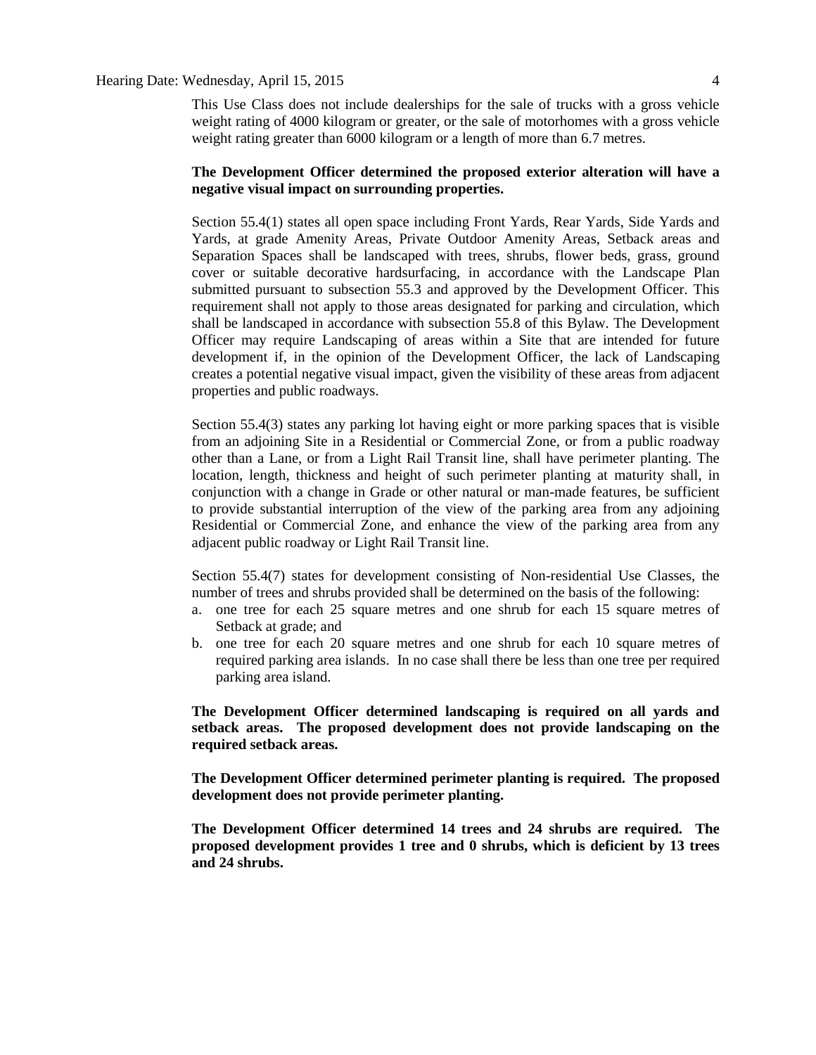This Use Class does not include dealerships for the sale of trucks with a gross vehicle weight rating of 4000 kilogram or greater, or the sale of motorhomes with a gross vehicle weight rating greater than 6000 kilogram or a length of more than 6.7 metres.

**The Development Officer determined the proposed exterior alteration will have a negative visual impact on surrounding properties.**

Section 55.4(1) states all open space including Front Yards, Rear Yards, Side Yards and Yards, at grade Amenity Areas, Private Outdoor Amenity Areas, Setback areas and Separation Spaces shall be landscaped with trees, shrubs, flower beds, grass, ground cover or suitable decorative hardsurfacing, in accordance with the Landscape Plan submitted pursuant to subsection 55.3 and approved by the Development Officer. This requirement shall not apply to those areas designated for parking and circulation, which shall be landscaped in accordance with subsection 55.8 of this Bylaw. The Development Officer may require Landscaping of areas within a Site that are intended for future development if, in the opinion of the Development Officer, the lack of Landscaping creates a potential negative visual impact, given the visibility of these areas from adjacent properties and public roadways.

Section 55.4(3) states any parking lot having eight or more parking spaces that is visible from an adjoining Site in a Residential or Commercial Zone, or from a public roadway other than a Lane, or from a Light Rail Transit line, shall have perimeter planting. The location, length, thickness and height of such perimeter planting at maturity shall, in conjunction with a change in Grade or other natural or man-made features, be sufficient to provide substantial interruption of the view of the parking area from any adjoining Residential or Commercial Zone, and enhance the view of the parking area from any adjacent public roadway or Light Rail Transit line.

Section 55.4(7) states for development consisting of Non-residential Use Classes, the number of trees and shrubs provided shall be determined on the basis of the following:

a. one tree for each 25 square metres and one shrub for each 15 square metres of Setback at grade; and
b. one tree for each 20 square metres and one shrub for each 10 square metres of required parking area islands. In no case shall there be less than one tree per required parking area island.

**The Development Officer determined landscaping is required on all yards and setback areas. The proposed development does not provide landscaping on the required setback areas.**

**The Development Officer determined perimeter planting is required. The proposed development does not provide perimeter planting.**

**The Development Officer determined 14 trees and 24 shrubs are required. The proposed development provides 1 tree and 0 shrubs, which is deficient by 13 trees and 24 shrubs.**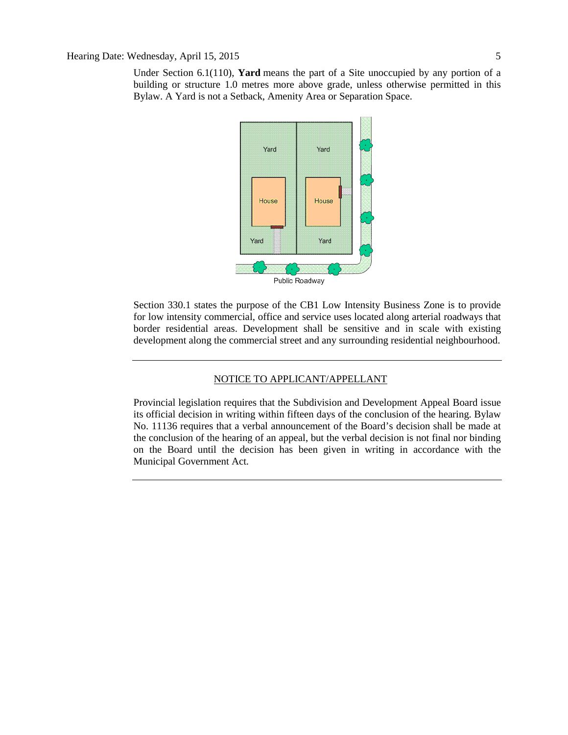Under Section 6.1(110), **Yard** means the part of a Site unoccupied by any portion of a building or structure 1.0 metres more above grade, unless otherwise permitted in this Bylaw. A Yard is not a Setback, Amenity Area or Separation Space.

Section 330.1 states the purpose of the CB1 Low Intensity Business Zone is to provide for low intensity commercial, office and service uses located along arterial roadways that border residential areas. Development shall be sensitive and in scale with existing development along the commercial street and any surrounding residential neighbourhood.

---

NOTICE TO APPLICANT/APPELLANT

Provincial legislation requires that the Subdivision and Development Appeal Board issue its official decision in writing within fifteen days of the conclusion of the hearing. Bylaw No. 11136 requires that a verbal announcement of the Board's decision shall be made at the conclusion of the hearing of an appeal, but the verbal decision is not final nor binding on the Board until the decision has been given in writing in accordance with the Municipal Government Act.

---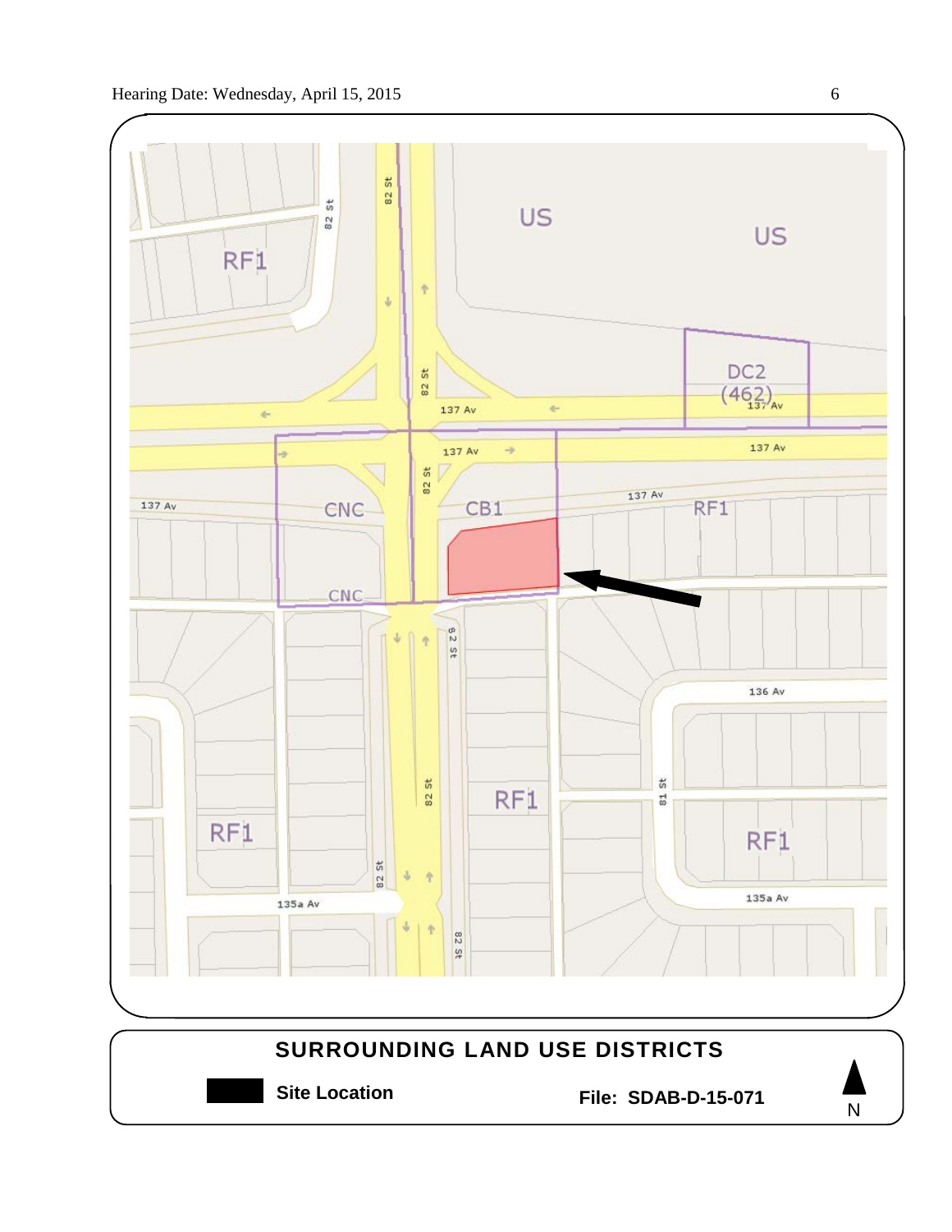## SURROUNDING LAND USE DISTRICTS

**Site Location**

**File: SDAB-D-15-071**

N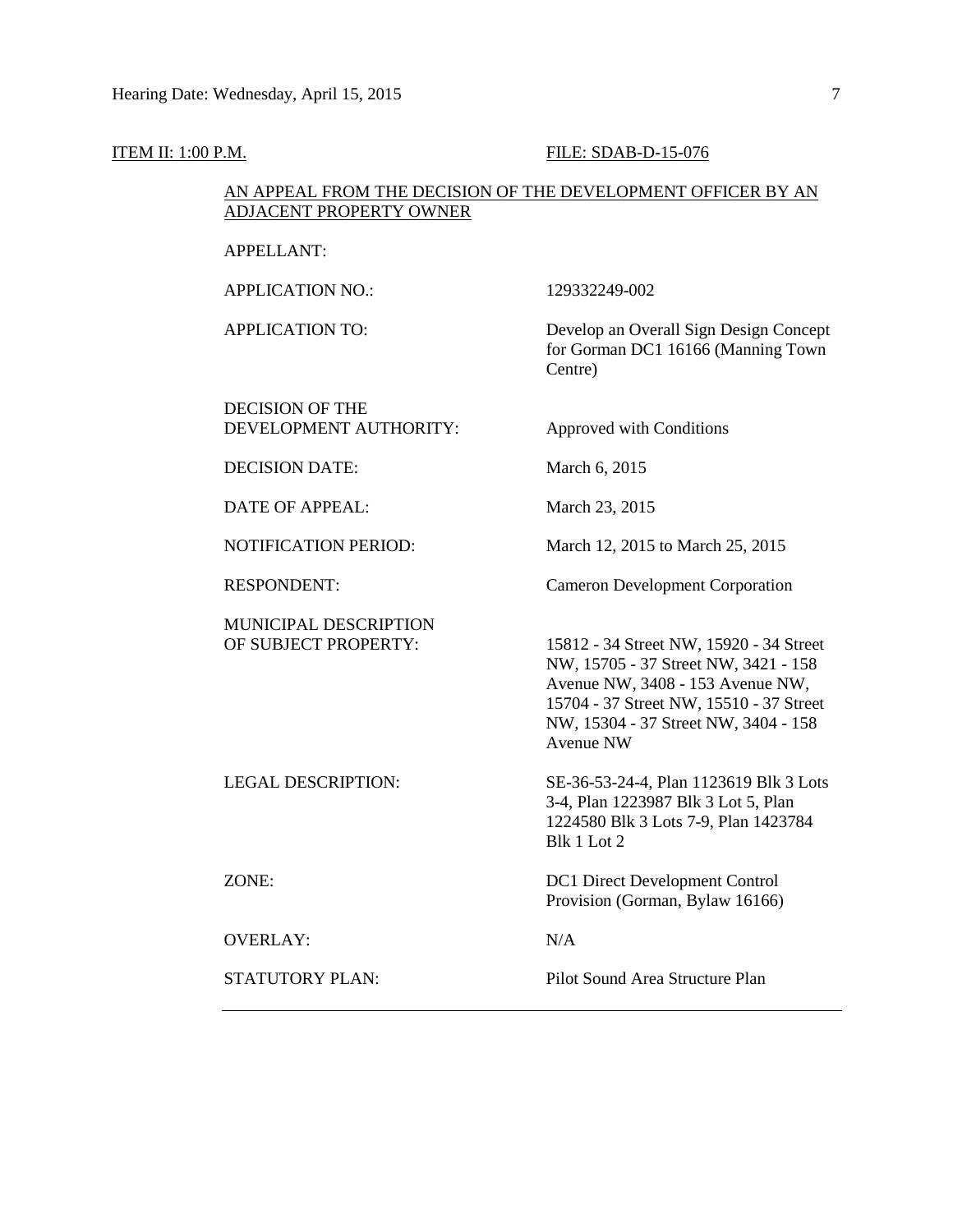ITEM II: 1:00 P.M. FILE: SDAB-D-15-076

AN APPEAL FROM THE DECISION OF THE DEVELOPMENT OFFICER BY AN ADJACENT PROPERTY OWNER

| | |
|---|---|
| APPELLANT: | |
| APPLICATION NO.: | 129332249-002 |
| APPLICATION TO: | Develop an Overall Sign Design Concept for Gorman DC1 16166 (Manning Town Centre) |
| DECISION OF THE DEVELOPMENT AUTHORITY: | Approved with Conditions |
| DECISION DATE: | March 6, 2015 |
| DATE OF APPEAL: | March 23, 2015 |
| NOTIFICATION PERIOD: | March 12, 2015 to March 25, 2015 |
| RESPONDENT: | Cameron Development Corporation |
| MUNICIPAL DESCRIPTION OF SUBJECT PROPERTY: | 15812 - 34 Street NW, 15920 - 34 Street NW, 15705 - 37 Street NW, 3421 - 158 Avenue NW, 3408 - 153 Avenue NW, 15704 - 37 Street NW, 15510 - 37 Street NW, 15304 - 37 Street NW, 3404 - 158 Avenue NW |
| LEGAL DESCRIPTION: | SE-36-53-24-4, Plan 1123619 Blk 3 Lots 3-4, Plan 1223987 Blk 3 Lot 5, Plan 1224580 Blk 3 Lots 7-9, Plan 1423784 Blk 1 Lot 2 |
| ZONE: | DC1 Direct Development Control Provision (Gorman, Bylaw 16166) |
| OVERLAY: | N/A |
| STATUTORY PLAN: | Pilot Sound Area Structure Plan |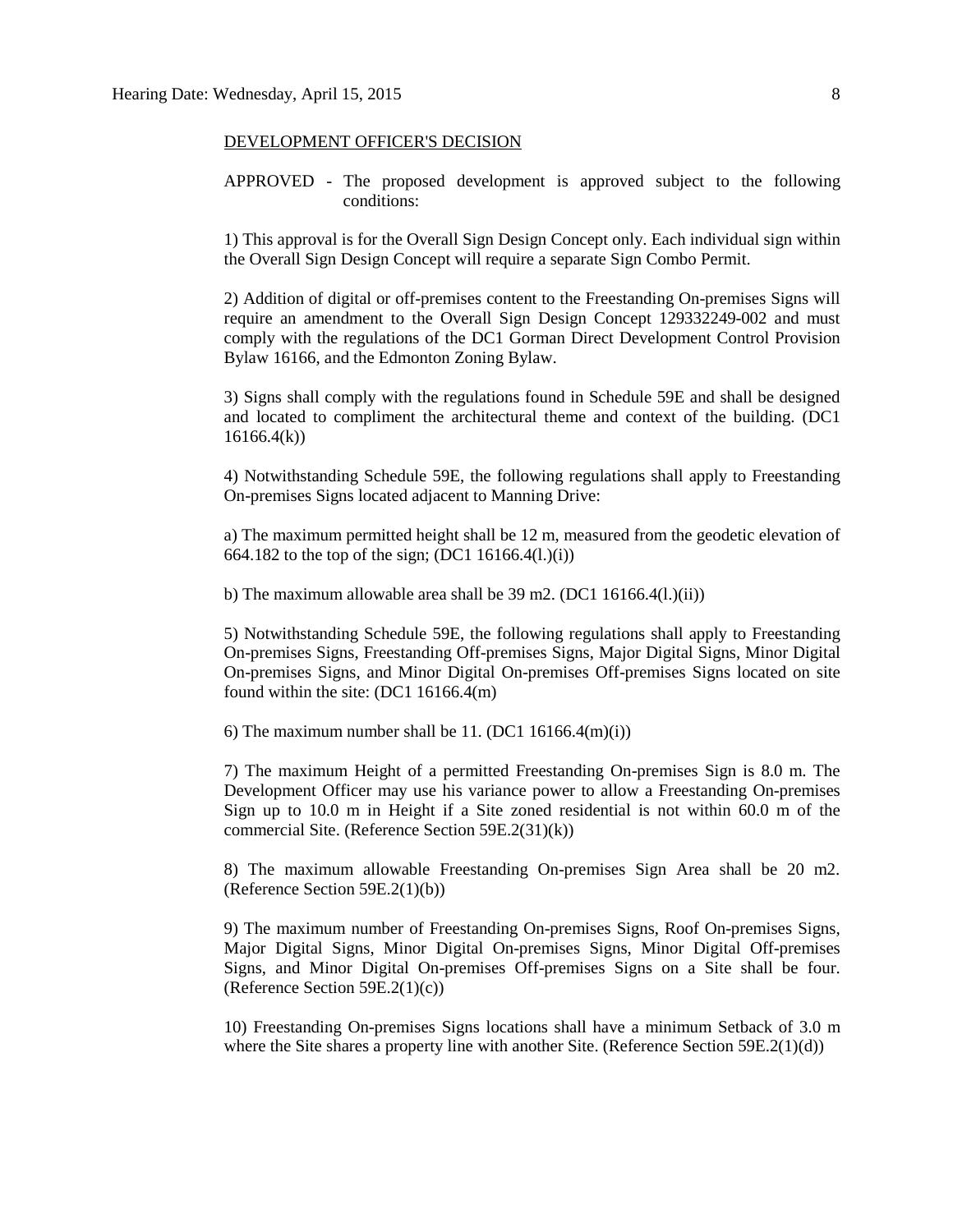DEVELOPMENT OFFICER'S DECISION

APPROVED - The proposed development is approved subject to the following conditions:

1) This approval is for the Overall Sign Design Concept only. Each individual sign within the Overall Sign Design Concept will require a separate Sign Combo Permit.

2) Addition of digital or off-premises content to the Freestanding On-premises Signs will require an amendment to the Overall Sign Design Concept 129332249-002 and must comply with the regulations of the DC1 Gorman Direct Development Control Provision Bylaw 16166, and the Edmonton Zoning Bylaw.

3) Signs shall comply with the regulations found in Schedule 59E and shall be designed and located to compliment the architectural theme and context of the building. (DC1 16166.4(k))

4) Notwithstanding Schedule 59E, the following regulations shall apply to Freestanding On-premises Signs located adjacent to Manning Drive:

a) The maximum permitted height shall be 12 m, measured from the geodetic elevation of 664.182 to the top of the sign; (DC1 16166.4(l.)(i))

b) The maximum allowable area shall be 39 m2. (DC1 16166.4(l.)(ii))

5) Notwithstanding Schedule 59E, the following regulations shall apply to Freestanding On-premises Signs, Freestanding Off-premises Signs, Major Digital Signs, Minor Digital On-premises Signs, and Minor Digital On-premises Off-premises Signs located on site found within the site: (DC1 16166.4(m)

6) The maximum number shall be 11. (DC1 16166.4(m)(i))

7) The maximum Height of a permitted Freestanding On-premises Sign is 8.0 m. The Development Officer may use his variance power to allow a Freestanding On-premises Sign up to 10.0 m in Height if a Site zoned residential is not within 60.0 m of the commercial Site. (Reference Section 59E.2(31)(k))

8) The maximum allowable Freestanding On-premises Sign Area shall be 20 m2. (Reference Section 59E.2(1)(b))

9) The maximum number of Freestanding On-premises Signs, Roof On-premises Signs, Major Digital Signs, Minor Digital On-premises Signs, Minor Digital Off-premises Signs, and Minor Digital On-premises Off-premises Signs on a Site shall be four. (Reference Section 59E.2(1)(c))

10) Freestanding On-premises Signs locations shall have a minimum Setback of 3.0 m where the Site shares a property line with another Site. (Reference Section 59E.2(1)(d))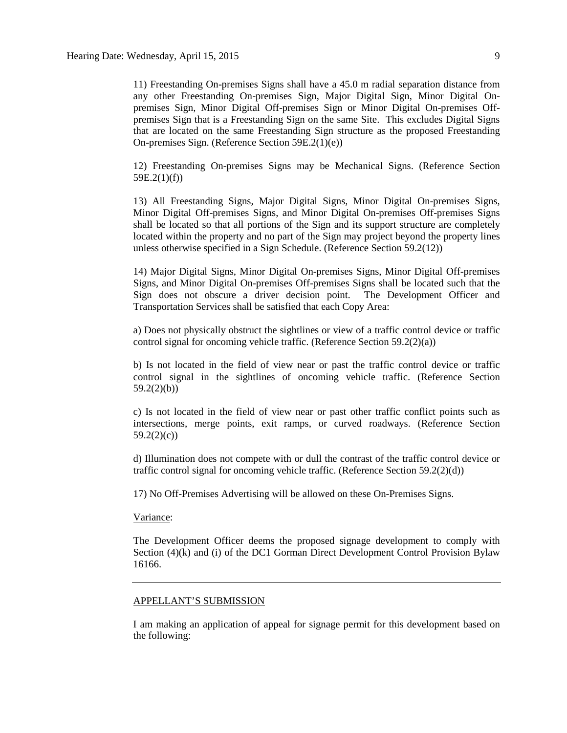11) Freestanding On-premises Signs shall have a 45.0 m radial separation distance from any other Freestanding On-premises Sign, Major Digital Sign, Minor Digital On-premises Sign, Minor Digital Off-premises Sign or Minor Digital On-premises Off-premises Sign that is a Freestanding Sign on the same Site. This excludes Digital Signs that are located on the same Freestanding Sign structure as the proposed Freestanding On-premises Sign. (Reference Section 59E.2(1)(e))

12) Freestanding On-premises Signs may be Mechanical Signs. (Reference Section 59E.2(1)(f))

13) All Freestanding Signs, Major Digital Signs, Minor Digital On-premises Signs, Minor Digital Off-premises Signs, and Minor Digital On-premises Off-premises Signs shall be located so that all portions of the Sign and its support structure are completely located within the property and no part of the Sign may project beyond the property lines unless otherwise specified in a Sign Schedule. (Reference Section 59.2(12))

14) Major Digital Signs, Minor Digital On-premises Signs, Minor Digital Off-premises Signs, and Minor Digital On-premises Off-premises Signs shall be located such that the Sign does not obscure a driver decision point. The Development Officer and Transportation Services shall be satisfied that each Copy Area:

a) Does not physically obstruct the sightlines or view of a traffic control device or traffic control signal for oncoming vehicle traffic. (Reference Section 59.2(2)(a))

b) Is not located in the field of view near or past the traffic control device or traffic control signal in the sightlines of oncoming vehicle traffic. (Reference Section 59.2(2)(b))

c) Is not located in the field of view near or past other traffic conflict points such as intersections, merge points, exit ramps, or curved roadways. (Reference Section 59.2(2)(c))

d) Illumination does not compete with or dull the contrast of the traffic control device or traffic control signal for oncoming vehicle traffic. (Reference Section 59.2(2)(d))

17) No Off-Premises Advertising will be allowed on these On-Premises Signs.

Variance:

The Development Officer deems the proposed signage development to comply with Section (4)(k) and (i) of the DC1 Gorman Direct Development Control Provision Bylaw 16166.

---

APPELLANT'S SUBMISSION

I am making an application of appeal for signage permit for this development based on the following: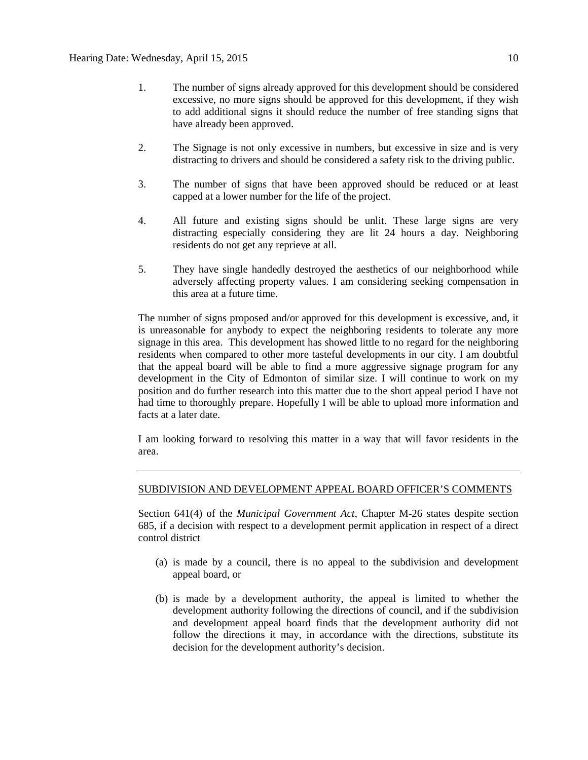1. The number of signs already approved for this development should be considered excessive, no more signs should be approved for this development, if they wish to add additional signs it should reduce the number of free standing signs that have already been approved.

2. The Signage is not only excessive in numbers, but excessive in size and is very distracting to drivers and should be considered a safety risk to the driving public.

3. The number of signs that have been approved should be reduced or at least capped at a lower number for the life of the project.

4. All future and existing signs should be unlit. These large signs are very distracting especially considering they are lit 24 hours a day. Neighboring residents do not get any reprieve at all.

5. They have single handedly destroyed the aesthetics of our neighborhood while adversely affecting property values. I am considering seeking compensation in this area at a future time.

The number of signs proposed and/or approved for this development is excessive, and, it is unreasonable for anybody to expect the neighboring residents to tolerate any more signage in this area. This development has showed little to no regard for the neighboring residents when compared to other more tasteful developments in our city. I am doubtful that the appeal board will be able to find a more aggressive signage program for any development in the City of Edmonton of similar size. I will continue to work on my position and do further research into this matter due to the short appeal period I have not had time to thoroughly prepare. Hopefully I will be able to upload more information and facts at a later date.

I am looking forward to resolving this matter in a way that will favor residents in the area.

---

SUBDIVISION AND DEVELOPMENT APPEAL BOARD OFFICER'S COMMENTS

Section 641(4) of the *Municipal Government Act*, Chapter M-26 states despite section 685, if a decision with respect to a development permit application in respect of a direct control district

(a) is made by a council, there is no appeal to the subdivision and development appeal board, or

(b) is made by a development authority, the appeal is limited to whether the development authority following the directions of council, and if the subdivision and development appeal board finds that the development authority did not follow the directions it may, in accordance with the directions, substitute its decision for the development authority's decision.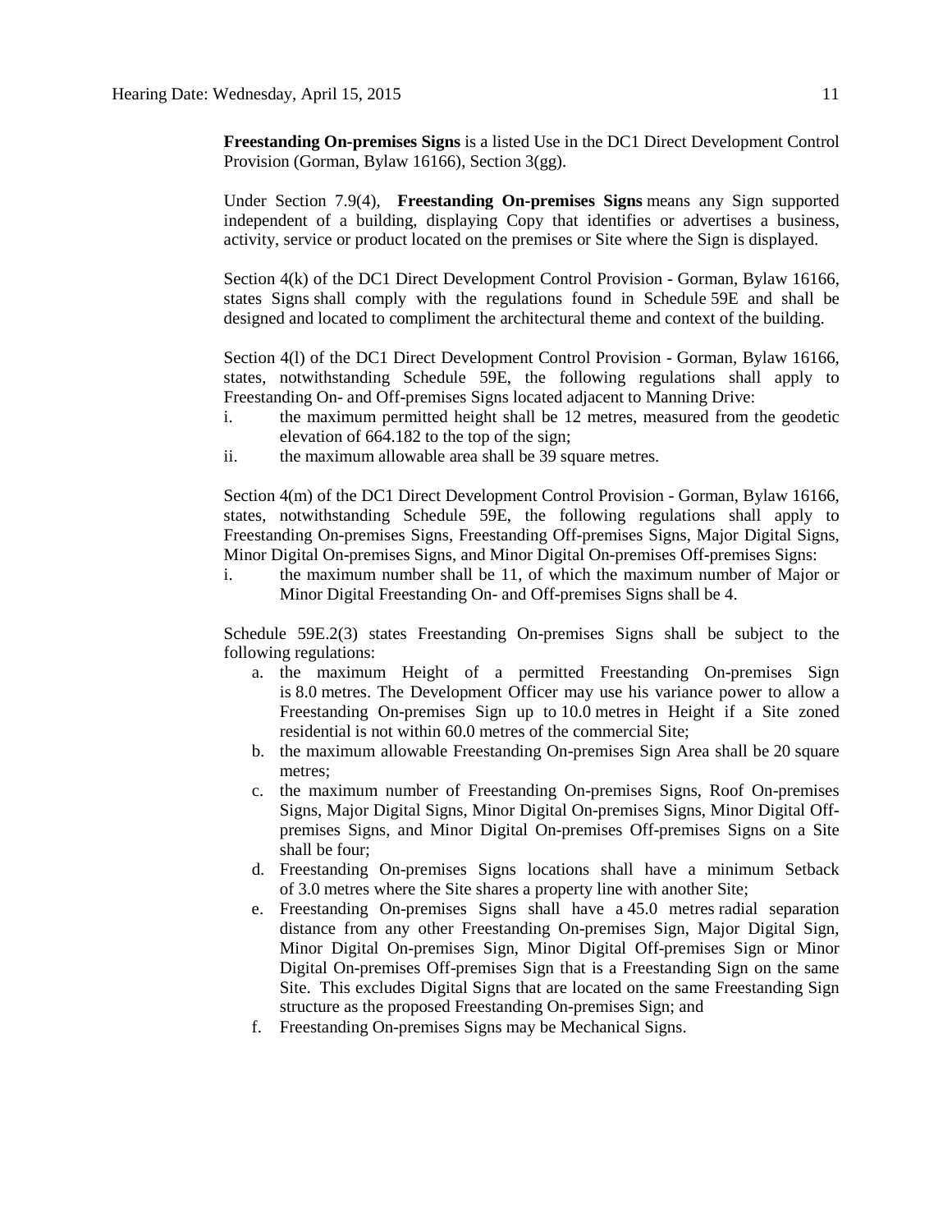**Freestanding On-premises Signs** is a listed Use in the DC1 Direct Development Control Provision (Gorman, Bylaw 16166), Section 3(gg).

Under Section 7.9(4), **Freestanding On-premises Signs** means any Sign supported independent of a building, displaying Copy that identifies or advertises a business, activity, service or product located on the premises or Site where the Sign is displayed.

Section 4(k) of the DC1 Direct Development Control Provision - Gorman, Bylaw 16166, states Signs shall comply with the regulations found in Schedule 59E and shall be designed and located to compliment the architectural theme and context of the building.

Section 4(l) of the DC1 Direct Development Control Provision - Gorman, Bylaw 16166, states, notwithstanding Schedule 59E, the following regulations shall apply to Freestanding On- and Off-premises Signs located adjacent to Manning Drive:

i. the maximum permitted height shall be 12 metres, measured from the geodetic elevation of 664.182 to the top of the sign;
ii. the maximum allowable area shall be 39 square metres.

Section 4(m) of the DC1 Direct Development Control Provision - Gorman, Bylaw 16166, states, notwithstanding Schedule 59E, the following regulations shall apply to Freestanding On-premises Signs, Freestanding Off-premises Signs, Major Digital Signs, Minor Digital On-premises Signs, and Minor Digital On-premises Off-premises Signs:

i. the maximum number shall be 11, of which the maximum number of Major or Minor Digital Freestanding On- and Off-premises Signs shall be 4.

Schedule 59E.2(3) states Freestanding On-premises Signs shall be subject to the following regulations:

a. the maximum Height of a permitted Freestanding On-premises Sign is 8.0 metres. The Development Officer may use his variance power to allow a Freestanding On-premises Sign up to 10.0 metres in Height if a Site zoned residential is not within 60.0 metres of the commercial Site;
b. the maximum allowable Freestanding On-premises Sign Area shall be 20 square metres;
c. the maximum number of Freestanding On-premises Signs, Roof On-premises Signs, Major Digital Signs, Minor Digital On-premises Signs, Minor Digital Off-premises Signs, and Minor Digital On-premises Off-premises Signs on a Site shall be four;
d. Freestanding On-premises Signs locations shall have a minimum Setback of 3.0 metres where the Site shares a property line with another Site;
e. Freestanding On-premises Signs shall have a 45.0 metres radial separation distance from any other Freestanding On-premises Sign, Major Digital Sign, Minor Digital On-premises Sign, Minor Digital Off-premises Sign or Minor Digital On-premises Off-premises Sign that is a Freestanding Sign on the same Site. This excludes Digital Signs that are located on the same Freestanding Sign structure as the proposed Freestanding On-premises Sign; and
f. Freestanding On-premises Signs may be Mechanical Signs.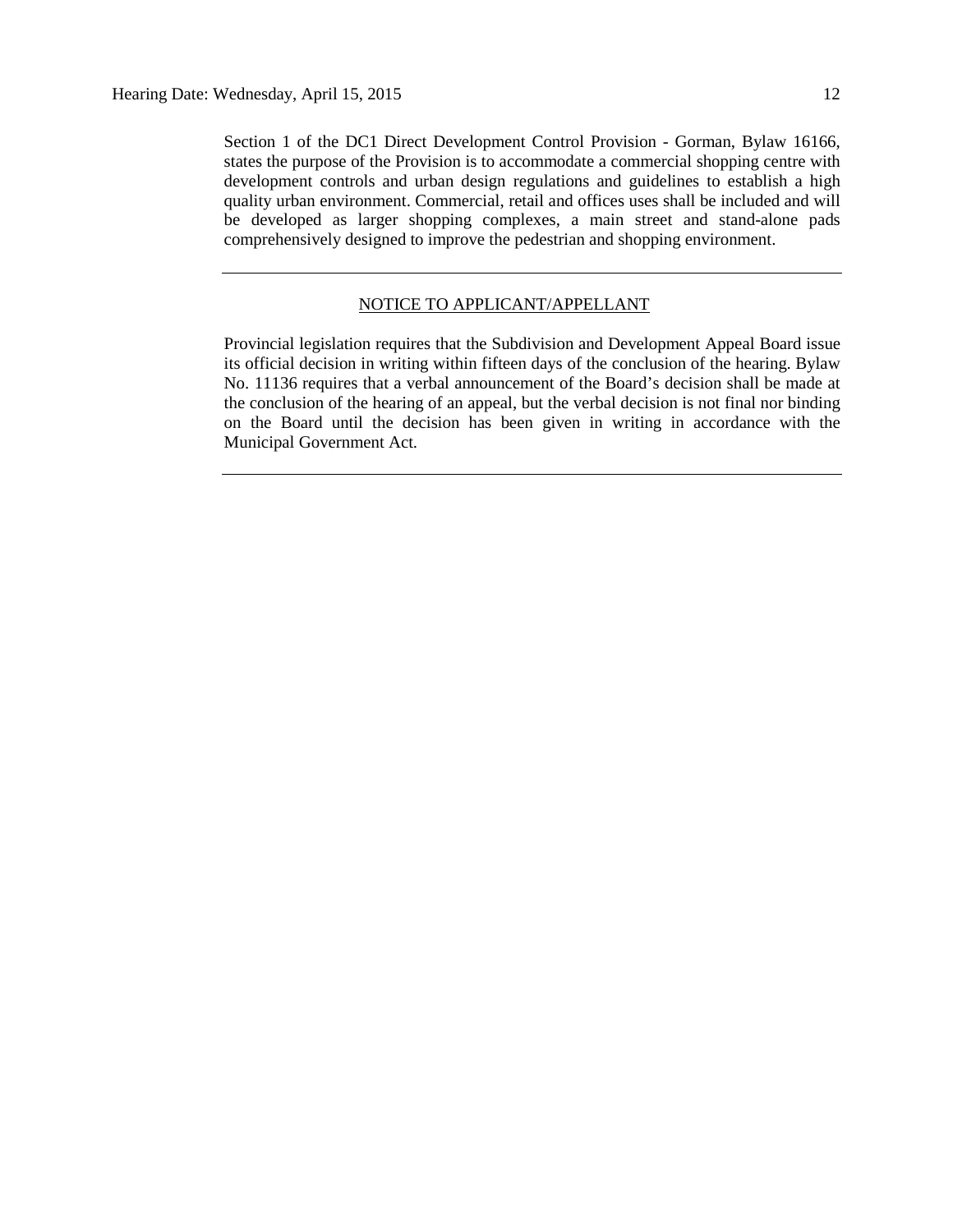Section 1 of the DC1 Direct Development Control Provision - Gorman, Bylaw 16166, states the purpose of the Provision is to accommodate a commercial shopping centre with development controls and urban design regulations and guidelines to establish a high quality urban environment. Commercial, retail and offices uses shall be included and will be developed as larger shopping complexes, a main street and stand-alone pads comprehensively designed to improve the pedestrian and shopping environment.

---

NOTICE TO APPLICANT/APPELLANT

Provincial legislation requires that the Subdivision and Development Appeal Board issue its official decision in writing within fifteen days of the conclusion of the hearing. Bylaw No. 11136 requires that a verbal announcement of the Board's decision shall be made at the conclusion of the hearing of an appeal, but the verbal decision is not final nor binding on the Board until the decision has been given in writing in accordance with the Municipal Government Act.

---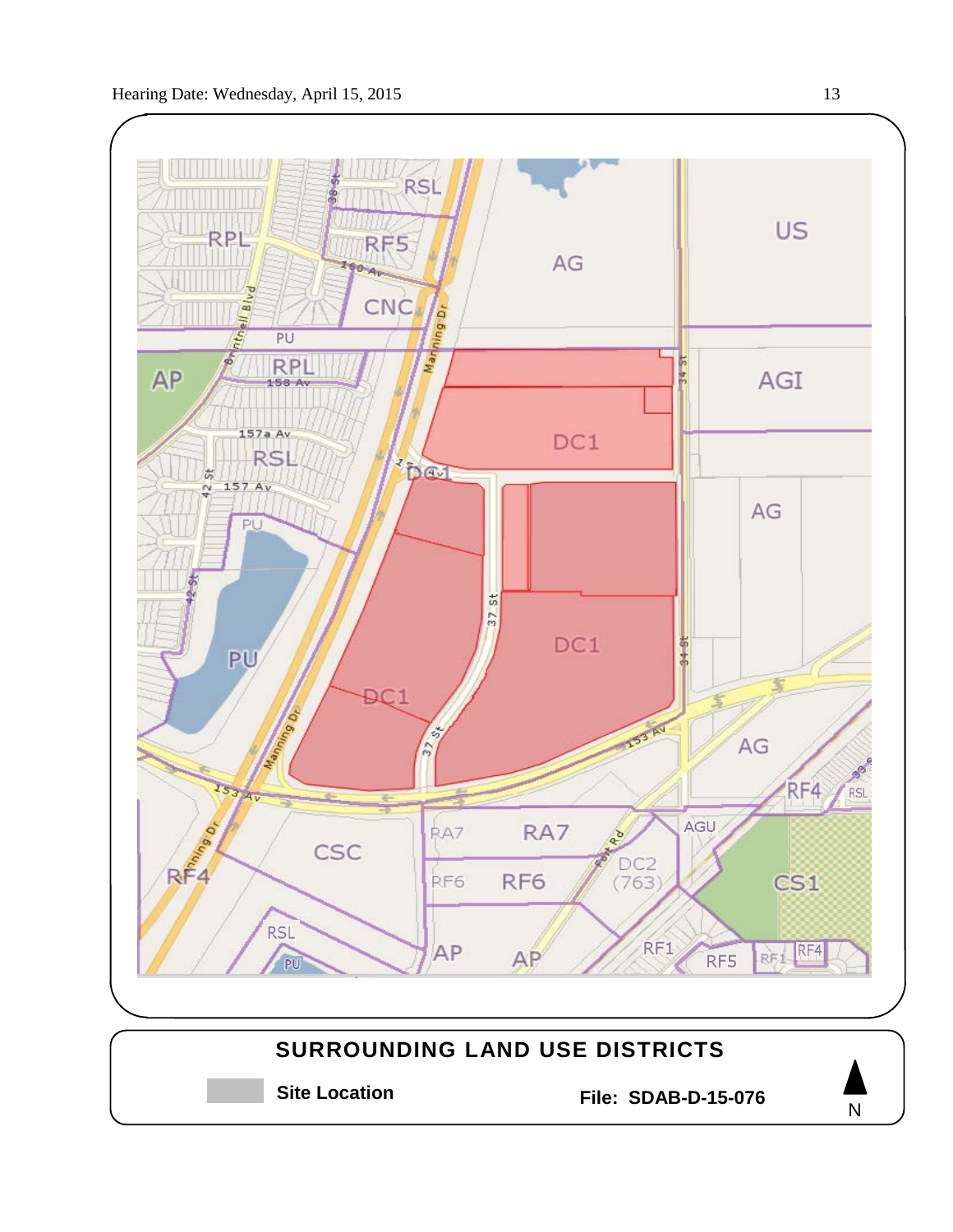## SURROUNDING LAND USE DISTRICTS

**Site Location**

**File: SDAB-D-15-076**

N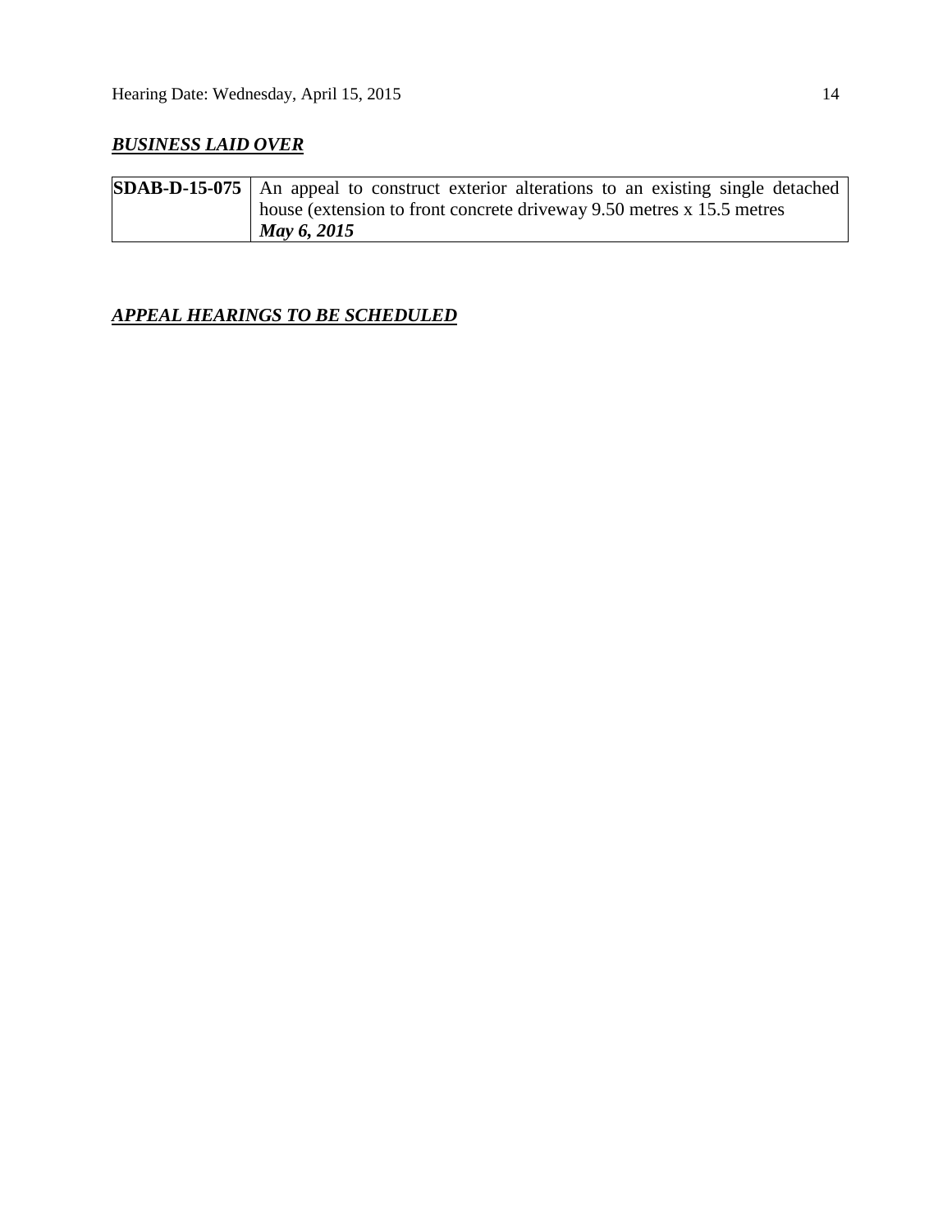***BUSINESS LAID OVER***

| | |
|---|---|
| **SDAB-D-15-075** | An appeal to construct exterior alterations to an existing single detached house (extension to front concrete driveway 9.50 metres x 15.5 metres<br>***May 6, 2015*** |

***APPEAL HEARINGS TO BE SCHEDULED***